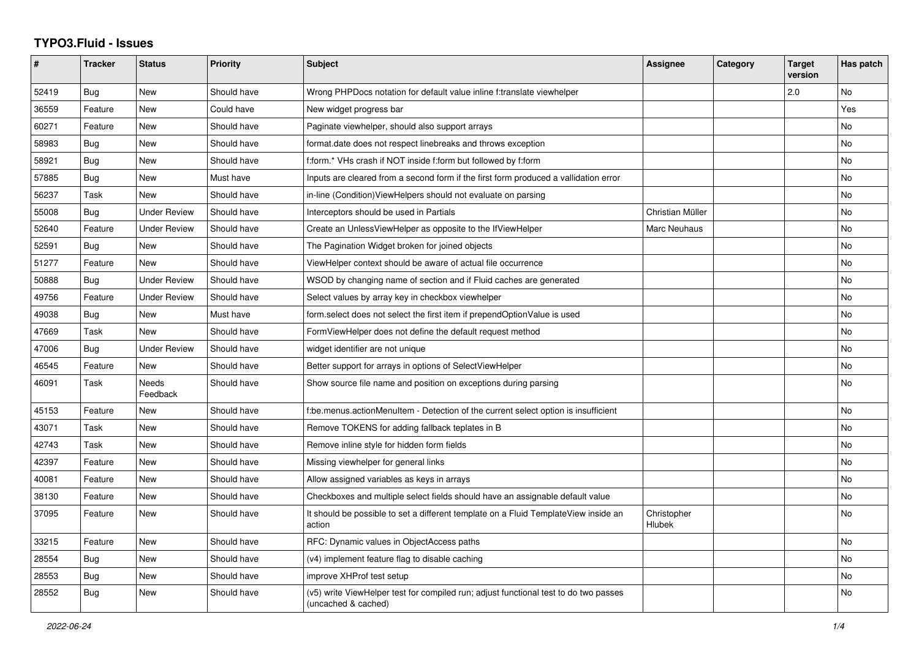# TYPO3.Fluid - Issues

| # | Tracker | Status | Priority | Subject | Assignee | Category | Target version | Has patch |
|---|---|---|---|---|---|---|---|---|
| 52419 | Bug | New | Should have | Wrong PHPDocs notation for default value inline f:translate viewhelper | | | 2.0 | No |
| 36559 | Feature | New | Could have | New widget progress bar | | | | Yes |
| 60271 | Feature | New | Should have | Paginate viewhelper, should also support arrays | | | | No |
| 58983 | Bug | New | Should have | format.date does not respect linebreaks and throws exception | | | | No |
| 58921 | Bug | New | Should have | f:form.* VHs crash if NOT inside f:form but followed by f:form | | | | No |
| 57885 | Bug | New | Must have | Inputs are cleared from a second form if the first form produced a vallidation error | | | | No |
| 56237 | Task | New | Should have | in-line (Condition)ViewHelpers should not evaluate on parsing | | | | No |
| 55008 | Bug | Under Review | Should have | Interceptors should be used in Partials | Christian Müller | | | No |
| 52640 | Feature | Under Review | Should have | Create an UnlessViewHelper as opposite to the IfViewHelper | Marc Neuhaus | | | No |
| 52591 | Bug | New | Should have | The Pagination Widget broken for joined objects | | | | No |
| 51277 | Feature | New | Should have | ViewHelper context should be aware of actual file occurrence | | | | No |
| 50888 | Bug | Under Review | Should have | WSOD by changing name of section and if Fluid caches are generated | | | | No |
| 49756 | Feature | Under Review | Should have | Select values by array key in checkbox viewhelper | | | | No |
| 49038 | Bug | New | Must have | form.select does not select the first item if prependOptionValue is used | | | | No |
| 47669 | Task | New | Should have | FormViewHelper does not define the default request method | | | | No |
| 47006 | Bug | Under Review | Should have | widget identifier are not unique | | | | No |
| 46545 | Feature | New | Should have | Better support for arrays in options of SelectViewHelper | | | | No |
| 46091 | Task | Needs Feedback | Should have | Show source file name and position on exceptions during parsing | | | | No |
| 45153 | Feature | New | Should have | f:be.menus.actionMenuItem - Detection of the current select option is insufficient | | | | No |
| 43071 | Task | New | Should have | Remove TOKENS for adding fallback teplates in B | | | | No |
| 42743 | Task | New | Should have | Remove inline style for hidden form fields | | | | No |
| 42397 | Feature | New | Should have | Missing viewhelper for general links | | | | No |
| 40081 | Feature | New | Should have | Allow assigned variables as keys in arrays | | | | No |
| 38130 | Feature | New | Should have | Checkboxes and multiple select fields should have an assignable default value | | | | No |
| 37095 | Feature | New | Should have | It should be possible to set a different template on a Fluid TemplateView inside an action | Christopher Hlubek | | | No |
| 33215 | Feature | New | Should have | RFC: Dynamic values in ObjectAccess paths | | | | No |
| 28554 | Bug | New | Should have | (v4) implement feature flag to disable caching | | | | No |
| 28553 | Bug | New | Should have | improve XHProf test setup | | | | No |
| 28552 | Bug | New | Should have | (v5) write ViewHelper test for compiled run; adjust functional test to do two passes (uncached & cached) | | | | No |

2022-06-24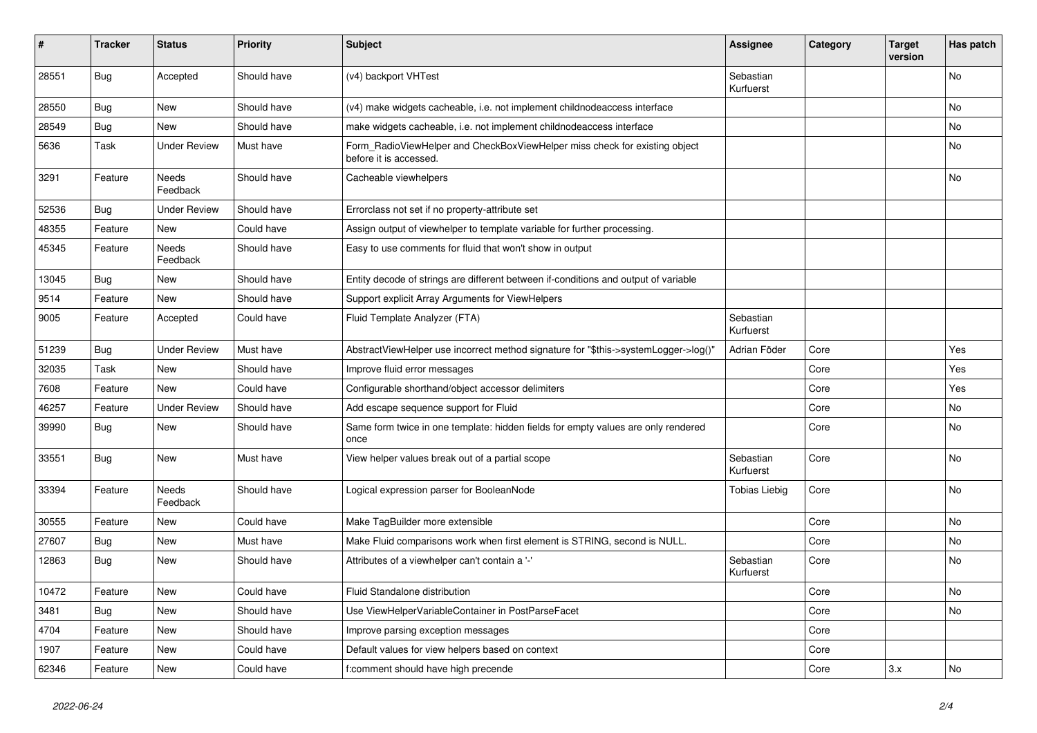| # | Tracker | Status | Priority | Subject | Assignee | Category | Target version | Has patch |
|---|---|---|---|---|---|---|---|---|
| 28551 | Bug | Accepted | Should have | (v4) backport VHTest | Sebastian Kurfuerst | | | No |
| 28550 | Bug | New | Should have | (v4) make widgets cacheable, i.e. not implement childnodeaccess interface | | | | No |
| 28549 | Bug | New | Should have | make widgets cacheable, i.e. not implement childnodeaccess interface | | | | No |
| 5636 | Task | Under Review | Must have | Form_RadioViewHelper and CheckBoxViewHelper miss check for existing object before it is accessed. | | | | No |
| 3291 | Feature | Needs Feedback | Should have | Cacheable viewhelpers | | | | No |
| 52536 | Bug | Under Review | Should have | Errorclass not set if no property-attribute set | | | | |
| 48355 | Feature | New | Could have | Assign output of viewhelper to template variable for further processing. | | | | |
| 45345 | Feature | Needs Feedback | Should have | Easy to use comments for fluid that won't show in output | | | | |
| 13045 | Bug | New | Should have | Entity decode of strings are different between if-conditions and output of variable | | | | |
| 9514 | Feature | New | Should have | Support explicit Array Arguments for ViewHelpers | | | | |
| 9005 | Feature | Accepted | Could have | Fluid Template Analyzer (FTA) | Sebastian Kurfuerst | | | |
| 51239 | Bug | Under Review | Must have | AbstractViewHelper use incorrect method signature for "$this->systemLogger->log()" | Adrian Föder | Core | | Yes |
| 32035 | Task | New | Should have | Improve fluid error messages | | Core | | Yes |
| 7608 | Feature | New | Could have | Configurable shorthand/object accessor delimiters | | Core | | Yes |
| 46257 | Feature | Under Review | Should have | Add escape sequence support for Fluid | | Core | | No |
| 39990 | Bug | New | Should have | Same form twice in one template: hidden fields for empty values are only rendered once | | Core | | No |
| 33551 | Bug | New | Must have | View helper values break out of a partial scope | Sebastian Kurfuerst | Core | | No |
| 33394 | Feature | Needs Feedback | Should have | Logical expression parser for BooleanNode | Tobias Liebig | Core | | No |
| 30555 | Feature | New | Could have | Make TagBuilder more extensible | | Core | | No |
| 27607 | Bug | New | Must have | Make Fluid comparisons work when first element is STRING, second is NULL. | | Core | | No |
| 12863 | Bug | New | Should have | Attributes of a viewhelper can't contain a '-' | Sebastian Kurfuerst | Core | | No |
| 10472 | Feature | New | Could have | Fluid Standalone distribution | | Core | | No |
| 3481 | Bug | New | Should have | Use ViewHelperVariableContainer in PostParseFacet | | Core | | No |
| 4704 | Feature | New | Should have | Improve parsing exception messages | | Core | | |
| 1907 | Feature | New | Could have | Default values for view helpers based on context | | Core | | |
| 62346 | Feature | New | Could have | f:comment should have high precende | | Core | 3.x | No |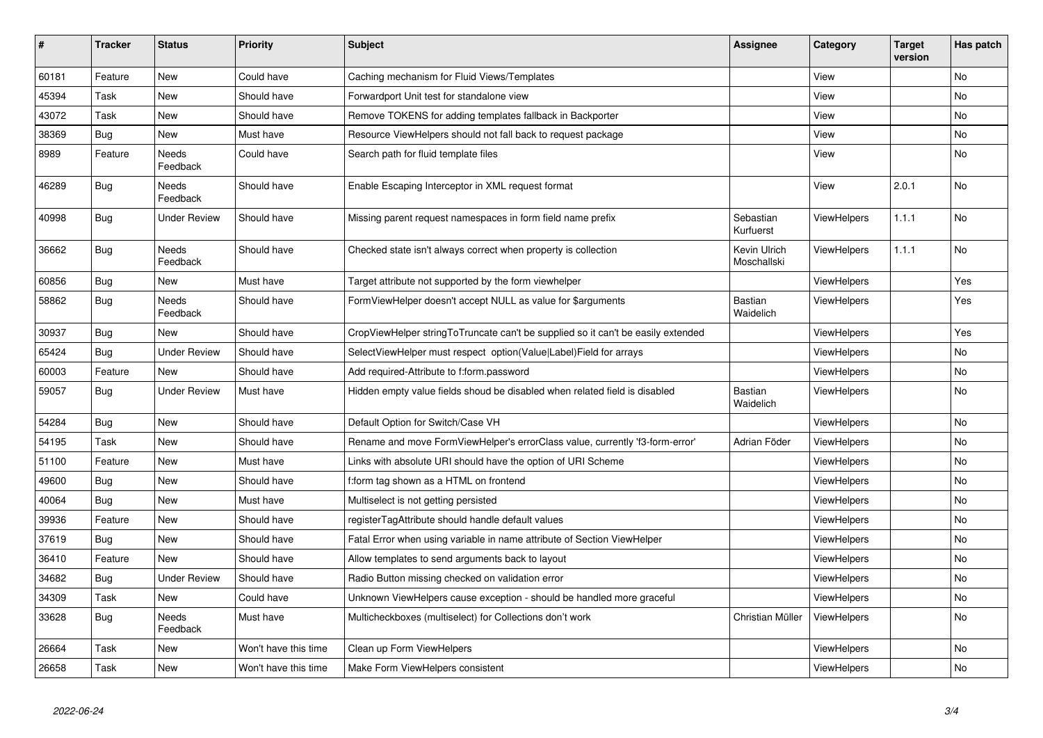| # | Tracker | Status | Priority | Subject | Assignee | Category | Target version | Has patch |
|---|---|---|---|---|---|---|---|---|
| 60181 | Feature | New | Could have | Caching mechanism for Fluid Views/Templates | | View | | No |
| 45394 | Task | New | Should have | Forwardport Unit test for standalone view | | View | | No |
| 43072 | Task | New | Should have | Remove TOKENS for adding templates fallback in Backporter | | View | | No |
| 38369 | Bug | New | Must have | Resource ViewHelpers should not fall back to request package | | View | | No |
| 8989 | Feature | Needs Feedback | Could have | Search path for fluid template files | | View | | No |
| 46289 | Bug | Needs Feedback | Should have | Enable Escaping Interceptor in XML request format | | View | 2.0.1 | No |
| 40998 | Bug | Under Review | Should have | Missing parent request namespaces in form field name prefix | Sebastian Kurfuerst | ViewHelpers | 1.1.1 | No |
| 36662 | Bug | Needs Feedback | Should have | Checked state isn't always correct when property is collection | Kevin Ulrich Moschallski | ViewHelpers | 1.1.1 | No |
| 60856 | Bug | New | Must have | Target attribute not supported by the form viewhelper | | ViewHelpers | | Yes |
| 58862 | Bug | Needs Feedback | Should have | FormViewHelper doesn't accept NULL as value for $arguments | Bastian Waidelich | ViewHelpers | | Yes |
| 30937 | Bug | New | Should have | CropViewHelper stringToTruncate can't be supplied so it can't be easily extended | | ViewHelpers | | Yes |
| 65424 | Bug | Under Review | Should have | SelectViewHelper must respect option(Value\|Label)Field for arrays | | ViewHelpers | | No |
| 60003 | Feature | New | Should have | Add required-Attribute to f:form.password | | ViewHelpers | | No |
| 59057 | Bug | Under Review | Must have | Hidden empty value fields shoud be disabled when related field is disabled | Bastian Waidelich | ViewHelpers | | No |
| 54284 | Bug | New | Should have | Default Option for Switch/Case VH | | ViewHelpers | | No |
| 54195 | Task | New | Should have | Rename and move FormViewHelper's errorClass value, currently 'f3-form-error' | Adrian Föder | ViewHelpers | | No |
| 51100 | Feature | New | Must have | Links with absolute URI should have the option of URI Scheme | | ViewHelpers | | No |
| 49600 | Bug | New | Should have | f:form tag shown as a HTML on frontend | | ViewHelpers | | No |
| 40064 | Bug | New | Must have | Multiselect is not getting persisted | | ViewHelpers | | No |
| 39936 | Feature | New | Should have | registerTagAttribute should handle default values | | ViewHelpers | | No |
| 37619 | Bug | New | Should have | Fatal Error when using variable in name attribute of Section ViewHelper | | ViewHelpers | | No |
| 36410 | Feature | New | Should have | Allow templates to send arguments back to layout | | ViewHelpers | | No |
| 34682 | Bug | Under Review | Should have | Radio Button missing checked on validation error | | ViewHelpers | | No |
| 34309 | Task | New | Could have | Unknown ViewHelpers cause exception - should be handled more graceful | | ViewHelpers | | No |
| 33628 | Bug | Needs Feedback | Must have | Multicheckboxes (multiselect) for Collections don't work | Christian Müller | ViewHelpers | | No |
| 26664 | Task | New | Won't have this time | Clean up Form ViewHelpers | | ViewHelpers | | No |
| 26658 | Task | New | Won't have this time | Make Form ViewHelpers consistent | | ViewHelpers | | No |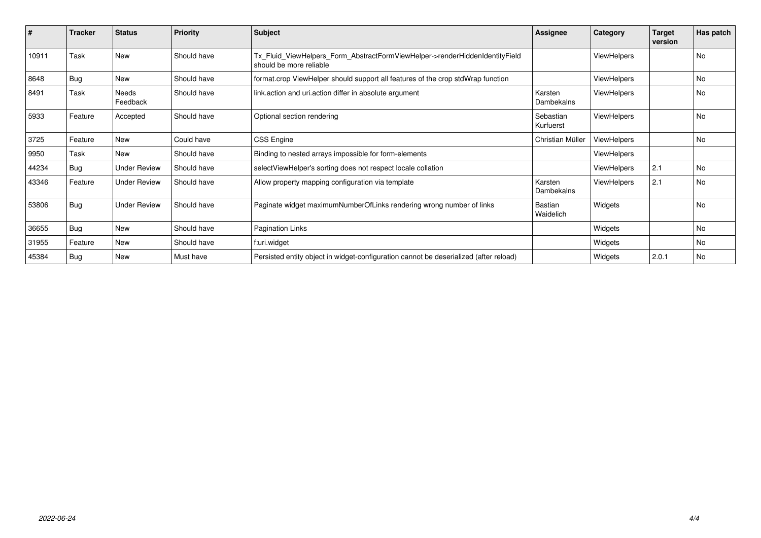| # | Tracker | Status | Priority | Subject | Assignee | Category | Target version | Has patch |
|---|---|---|---|---|---|---|---|---|
| 10911 | Task | New | Should have | Tx_Fluid_ViewHelpers_Form_AbstractFormViewHelper->renderHiddenIdentityField should be more reliable | | ViewHelpers | | No |
| 8648 | Bug | New | Should have | format.crop ViewHelper should support all features of the crop stdWrap function | | ViewHelpers | | No |
| 8491 | Task | Needs Feedback | Should have | link.action and uri.action differ in absolute argument | Karsten Dambekalns | ViewHelpers | | No |
| 5933 | Feature | Accepted | Should have | Optional section rendering | Sebastian Kurfuerst | ViewHelpers | | No |
| 3725 | Feature | New | Could have | CSS Engine | Christian Müller | ViewHelpers | | No |
| 9950 | Task | New | Should have | Binding to nested arrays impossible for form-elements | | ViewHelpers | | |
| 44234 | Bug | Under Review | Should have | selectViewHelper's sorting does not respect locale collation | | ViewHelpers | 2.1 | No |
| 43346 | Feature | Under Review | Should have | Allow property mapping configuration via template | Karsten Dambekalns | ViewHelpers | 2.1 | No |
| 53806 | Bug | Under Review | Should have | Paginate widget maximumNumberOfLinks rendering wrong number of links | Bastian Waidelich | Widgets | | No |
| 36655 | Bug | New | Should have | Pagination Links | | Widgets | | No |
| 31955 | Feature | New | Should have | f:uri.widget | | Widgets | | No |
| 45384 | Bug | New | Must have | Persisted entity object in widget-configuration cannot be deserialized (after reload) | | Widgets | 2.0.1 | No |

*2022-06-24*